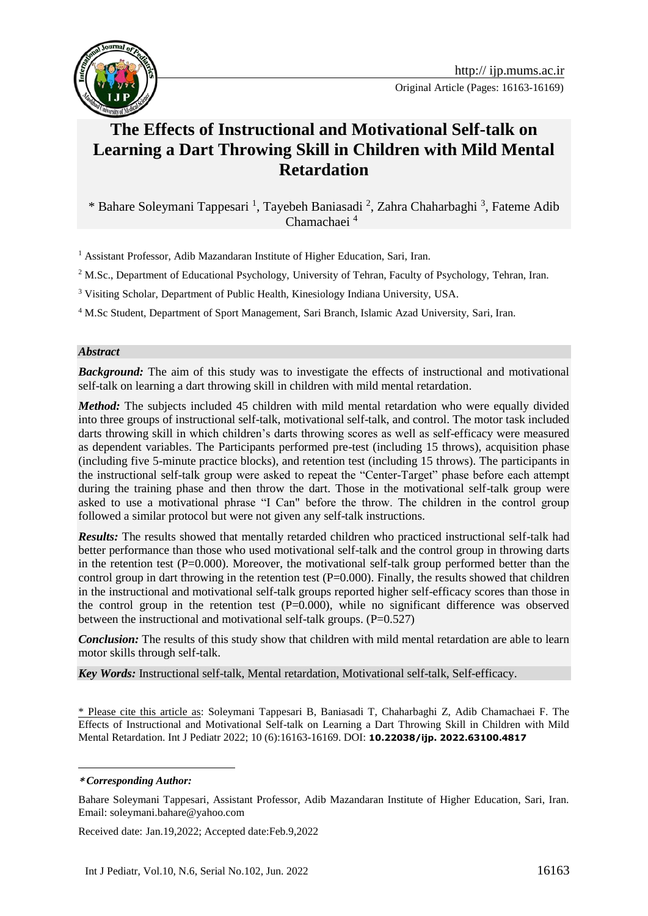Original Article (Pages: 16163-16169)

# The Effects of Instructional and Motivational Self-talk on Learning a Dart Throwing Skill in Children with Mild Mental Retardation

* Bahare Soleymani Tappesari [1], Tayebeh Baniasadi [2], Zahra Chaharbaghi [3], Fateme Adib Chamachaei [4]

[1] Assistant Professor, Adib Mazandaran Institute of Higher Education, Sari, Iran.

[2] M.Sc., Department of Educational Psychology, University of Tehran, Faculty of Psychology, Tehran, Iran.

[3] Visiting Scholar, Department of Public Health, Kinesiology Indiana University, USA.

[4] M.Sc Student, Department of Sport Management, Sari Branch, Islamic Azad University, Sari, Iran.

## *Abstract*

***Background:*** The aim of this study was to investigate the effects of instructional and motivational self-talk on learning a dart throwing skill in children with mild mental retardation.

***Method:*** The subjects included 45 children with mild mental retardation who were equally divided into three groups of instructional self-talk, motivational self-talk, and control. The motor task included darts throwing skill in which children's darts throwing scores as well as self-efficacy were measured as dependent variables. The Participants performed pre-test (including 15 throws), acquisition phase (including five 5-minute practice blocks), and retention test (including 15 throws). The participants in the instructional self-talk group were asked to repeat the "Center-Target" phase before each attempt during the training phase and then throw the dart. Those in the motivational self-talk group were asked to use a motivational phrase "I Can" before the throw. The children in the control group followed a similar protocol but were not given any self-talk instructions.

***Results:*** The results showed that mentally retarded children who practiced instructional self-talk had better performance than those who used motivational self-talk and the control group in throwing darts in the retention test (P=0.000). Moreover, the motivational self-talk group performed better than the control group in dart throwing in the retention test (P=0.000). Finally, the results showed that children in the instructional and motivational self-talk groups reported higher self-efficacy scores than those in the control group in the retention test (P=0.000), while no significant difference was observed between the instructional and motivational self-talk groups. (P=0.527)

***Conclusion:*** The results of this study show that children with mild mental retardation are able to learn motor skills through self-talk.

***Key Words:*** Instructional self-talk, Mental retardation, Motivational self-talk, Self-efficacy.

* Please cite this article as: Soleymani Tappesari B, Baniasadi T, Chaharbaghi Z, Adib Chamachaei F. The Effects of Instructional and Motivational Self-talk on Learning a Dart Throwing Skill in Children with Mild Mental Retardation. Int J Pediatr 2022; 10 (6):16163-16169. DOI: **10.22038/ijp. 2022.63100.4817**

***Corresponding Author:***

Bahare Soleymani Tappesari, Assistant Professor, Adib Mazandaran Institute of Higher Education, Sari, Iran. Email: soleymani.bahare@yahoo.com

Received date: Jan.19,2022; Accepted date:Feb.9,2022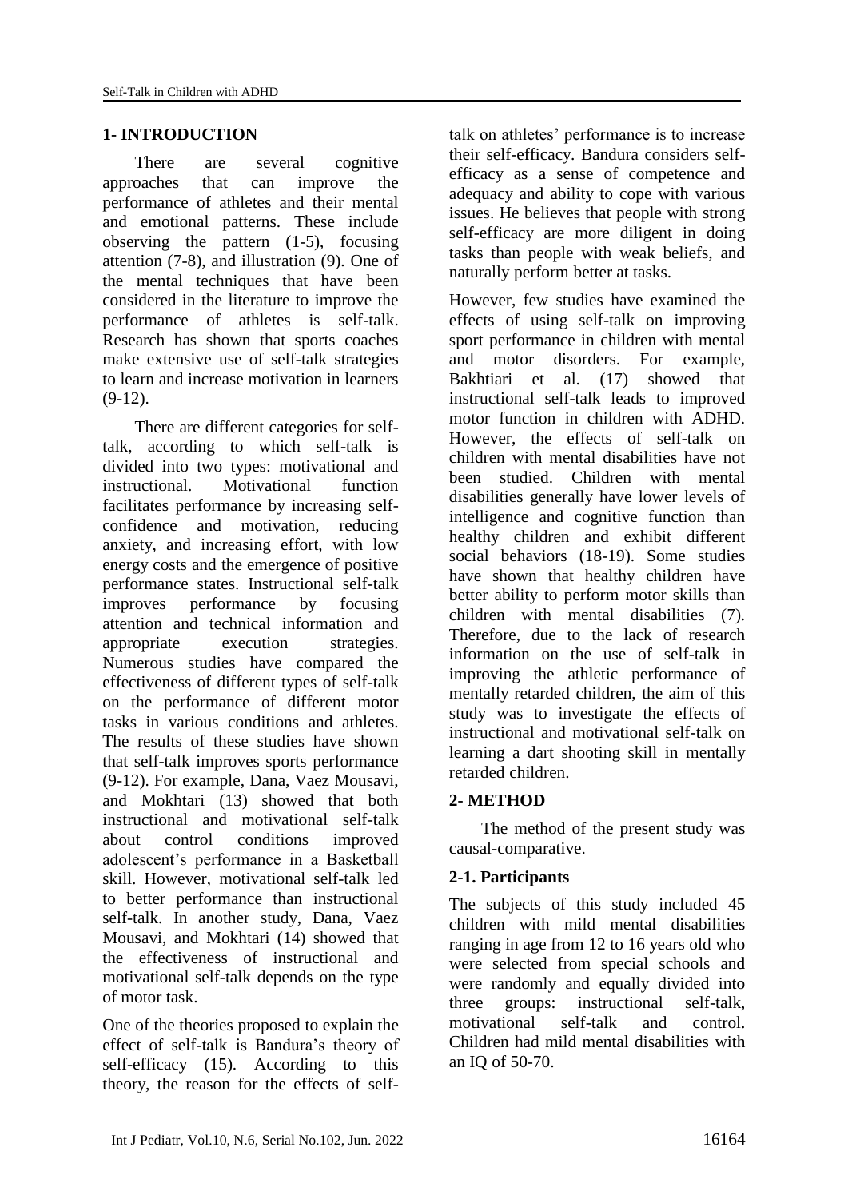## 1- INTRODUCTION

There are several cognitive approaches that can improve the performance of athletes and their mental and emotional patterns. These include observing the pattern (1-5), focusing attention (7-8), and illustration (9). One of the mental techniques that have been considered in the literature to improve the performance of athletes is self-talk. Research has shown that sports coaches make extensive use of self-talk strategies to learn and increase motivation in learners (9-12).

There are different categories for self-talk, according to which self-talk is divided into two types: motivational and instructional. Motivational function facilitates performance by increasing self-confidence and motivation, reducing anxiety, and increasing effort, with low energy costs and the emergence of positive performance states. Instructional self-talk improves performance by focusing attention and technical information and appropriate execution strategies. Numerous studies have compared the effectiveness of different types of self-talk on the performance of different motor tasks in various conditions and athletes. The results of these studies have shown that self-talk improves sports performance (9-12). For example, Dana, Vaez Mousavi, and Mokhtari (13) showed that both instructional and motivational self-talk about control conditions improved adolescent's performance in a Basketball skill. However, motivational self-talk led to better performance than instructional self-talk. In another study, Dana, Vaez Mousavi, and Mokhtari (14) showed that the effectiveness of instructional and motivational self-talk depends on the type of motor task.

One of the theories proposed to explain the effect of self-talk is Bandura's theory of self-efficacy (15). According to this theory, the reason for the effects of self-talk on athletes' performance is to increase their self-efficacy. Bandura considers self-efficacy as a sense of competence and adequacy and ability to cope with various issues. He believes that people with strong self-efficacy are more diligent in doing tasks than people with weak beliefs, and naturally perform better at tasks.

However, few studies have examined the effects of using self-talk on improving sport performance in children with mental and motor disorders. For example, Bakhtiari et al. (17) showed that instructional self-talk leads to improved motor function in children with ADHD. However, the effects of self-talk on children with mental disabilities have not been studied. Children with mental disabilities generally have lower levels of intelligence and cognitive function than healthy children and exhibit different social behaviors (18-19). Some studies have shown that healthy children have better ability to perform motor skills than children with mental disabilities (7). Therefore, due to the lack of research information on the use of self-talk in improving the athletic performance of mentally retarded children, the aim of this study was to investigate the effects of instructional and motivational self-talk on learning a dart shooting skill in mentally retarded children.

## 2- METHOD

The method of the present study was causal-comparative.

### 2-1. Participants

The subjects of this study included 45 children with mild mental disabilities ranging in age from 12 to 16 years old who were selected from special schools and were randomly and equally divided into three groups: instructional self-talk, motivational self-talk and control. Children had mild mental disabilities with an IQ of 50-70.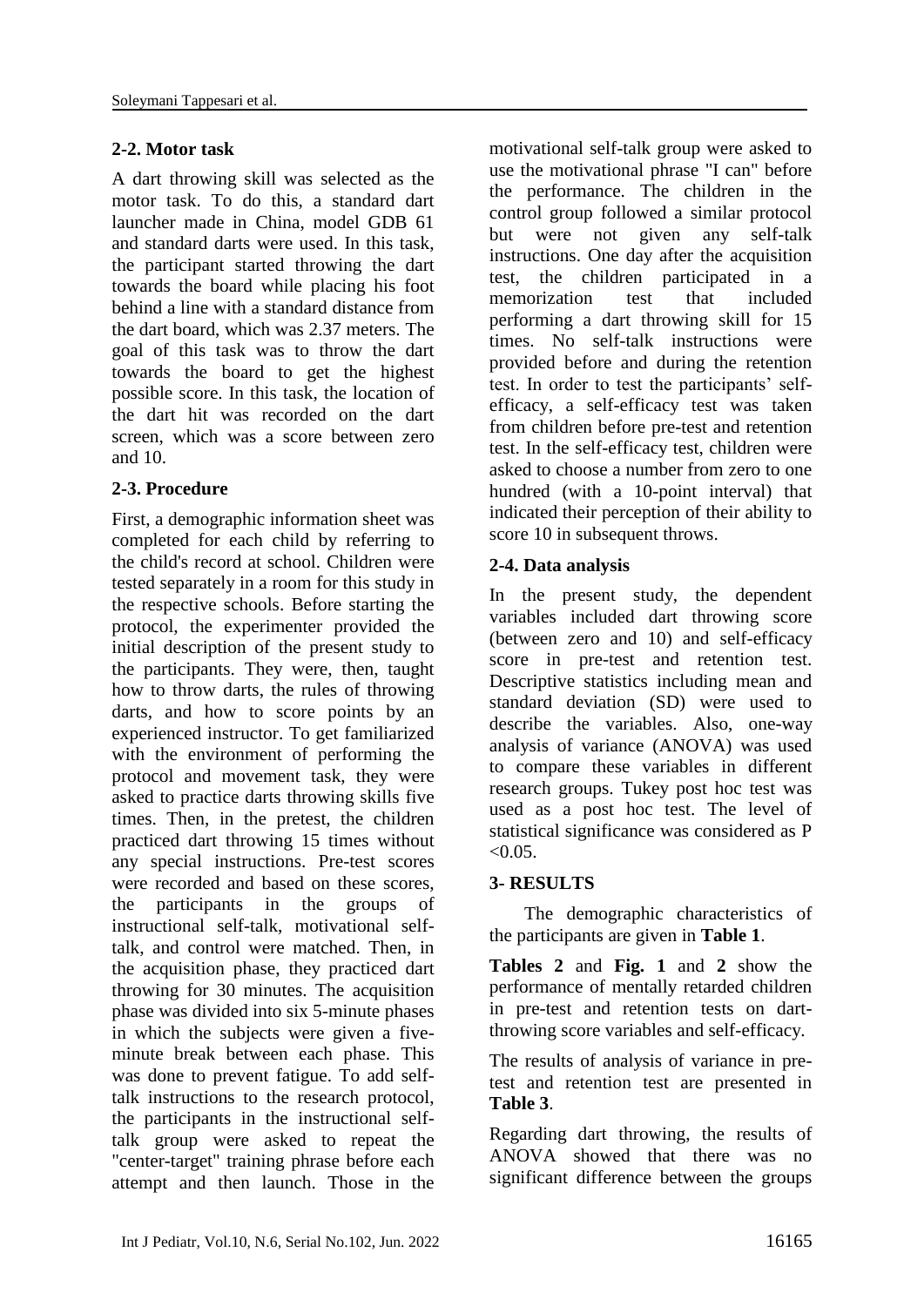### 2-2. Motor task

A dart throwing skill was selected as the motor task. To do this, a standard dart launcher made in China, model GDB 61 and standard darts were used. In this task, the participant started throwing the dart towards the board while placing his foot behind a line with a standard distance from the dart board, which was 2.37 meters. The goal of this task was to throw the dart towards the board to get the highest possible score. In this task, the location of the dart hit was recorded on the dart screen, which was a score between zero and 10.

### 2-3. Procedure

First, a demographic information sheet was completed for each child by referring to the child's record at school. Children were tested separately in a room for this study in the respective schools. Before starting the protocol, the experimenter provided the initial description of the present study to the participants. They were, then, taught how to throw darts, the rules of throwing darts, and how to score points by an experienced instructor. To get familiarized with the environment of performing the protocol and movement task, they were asked to practice darts throwing skills five times. Then, in the pretest, the children practiced dart throwing 15 times without any special instructions. Pre-test scores were recorded and based on these scores, the participants in the groups of instructional self-talk, motivational self-talk, and control were matched. Then, in the acquisition phase, they practiced dart throwing for 30 minutes. The acquisition phase was divided into six 5-minute phases in which the subjects were given a five-minute break between each phase. This was done to prevent fatigue. To add self-talk instructions to the research protocol, the participants in the instructional self-talk group were asked to repeat the "center-target" training phrase before each attempt and then launch. Those in the motivational self-talk group were asked to use the motivational phrase "I can" before the performance. The children in the control group followed a similar protocol but were not given any self-talk instructions. One day after the acquisition test, the children participated in a memorization test that included performing a dart throwing skill for 15 times. No self-talk instructions were provided before and during the retention test. In order to test the participants' self-efficacy, a self-efficacy test was taken from children before pre-test and retention test. In the self-efficacy test, children were asked to choose a number from zero to one hundred (with a 10-point interval) that indicated their perception of their ability to score 10 in subsequent throws.

### 2-4. Data analysis

In the present study, the dependent variables included dart throwing score (between zero and 10) and self-efficacy score in pre-test and retention test. Descriptive statistics including mean and standard deviation (SD) were used to describe the variables. Also, one-way analysis of variance (ANOVA) was used to compare these variables in different research groups. Tukey post hoc test was used as a post hoc test. The level of statistical significance was considered as $P < 0.05$.

## 3- RESULTS

The demographic characteristics of the participants are given in **Table 1**.

**Tables 2** and **Fig. 1** and **2** show the performance of mentally retarded children in pre-test and retention tests on dart-throwing score variables and self-efficacy.

The results of analysis of variance in pre-test and retention test are presented in **Table 3**.

Regarding dart throwing, the results of ANOVA showed that there was no significant difference between the groups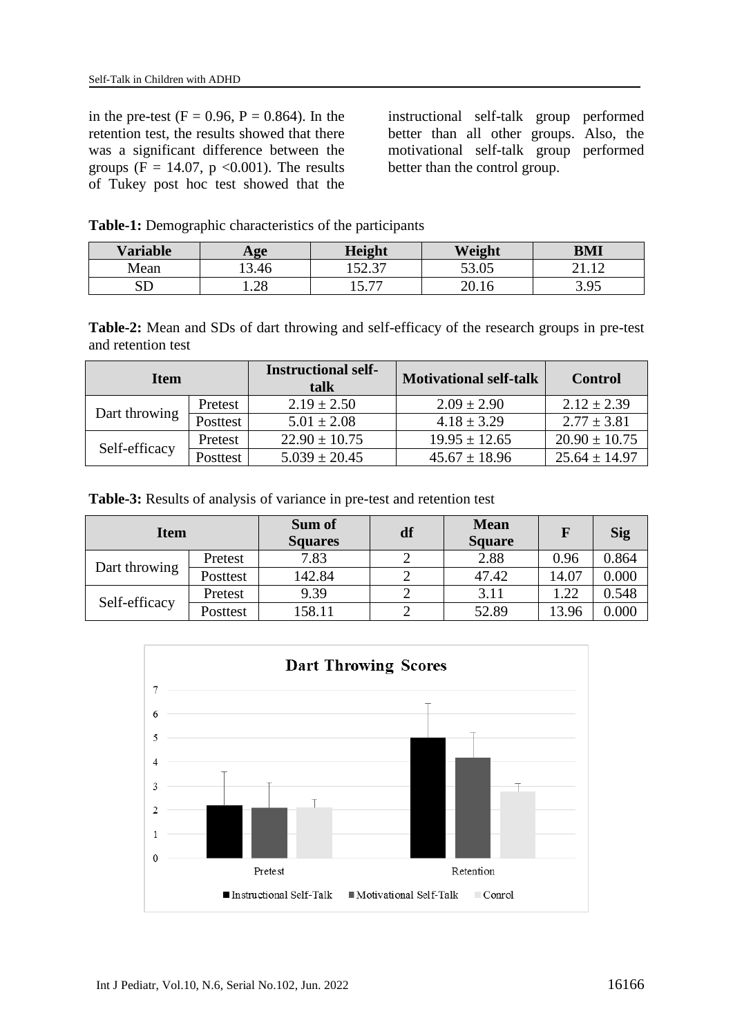in the pre-test ($F = 0.96$, $P = 0.864$). In the retention test, the results showed that there was a significant difference between the groups ($F = 14.07$, $p < 0.001$). The results of Tukey post hoc test showed that the instructional self-talk group performed better than all other groups. Also, the motivational self-talk group performed better than the control group.

**Table-1:** Demographic characteristics of the participants

| Variable | Age | Height | Weight | BMI |
|---|---|---|---|---|
| Mean | 13.46 | 152.37 | 53.05 | 21.12 |
| SD | 1.28 | 15.77 | 20.16 | 3.95 |

**Table-2:** Mean and SDs of dart throwing and self-efficacy of the research groups in pre-test and retention test

| Item | | Instructional self-talk | Motivational self-talk | Control |
|---|---|---|---|---|
| Dart throwing | Pretest | 2.19 ± 2.50 | 2.09 ± 2.90 | 2.12 ± 2.39 |
| | Posttest | 5.01 ± 2.08 | 4.18 ± 3.29 | 2.77 ± 3.81 |
| Self-efficacy | Pretest | 22.90 ± 10.75 | 19.95 ± 12.65 | 20.90 ± 10.75 |
| | Posttest | 5.039 ± 20.45 | 45.67 ± 18.96 | 25.64 ± 14.97 |

**Table-3:** Results of analysis of variance in pre-test and retention test

| Item | | Sum of Squares | df | Mean Square | F | Sig |
|---|---|---|---|---|---|---|
| Dart throwing | Pretest | 7.83 | 2 | 2.88 | 0.96 | 0.864 |
| | Posttest | 142.84 | 2 | 47.42 | 14.07 | 0.000 |
| Self-efficacy | Pretest | 9.39 | 2 | 3.11 | 1.22 | 0.548 |
| | Posttest | 158.11 | 2 | 52.89 | 13.96 | 0.000 |

**Dart Throwing Scores**

| | Instructional Self-Talk | Motivational Self-Talk | Conrol |
|---|---|---|---|
| Pretest | ~2.2 | ~2.1 | ~2.1 |
| Retention | ~5.0 | ~4.2 | ~2.8 |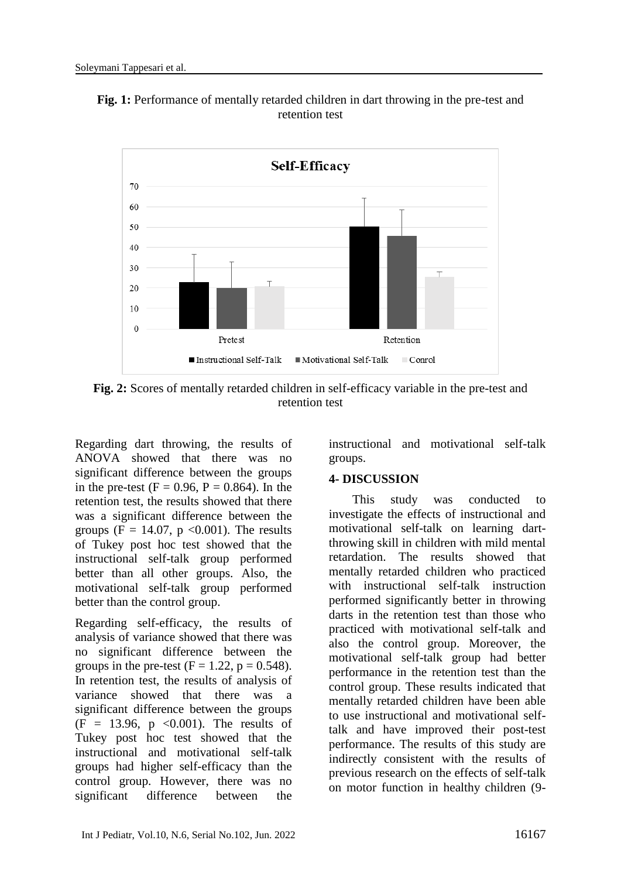**Fig. 1:** Performance of mentally retarded children in dart throwing in the pre-test and retention test

**Fig. 2:** Scores of mentally retarded children in self-efficacy variable in the pre-test and retention test

Regarding dart throwing, the results of ANOVA showed that there was no significant difference between the groups in the pre-test ($F = 0.96$, $P = 0.864$). In the retention test, the results showed that there was a significant difference between the groups ($F = 14.07$, $p < 0.001$). The results of Tukey post hoc test showed that the instructional self-talk group performed better than all other groups. Also, the motivational self-talk group performed better than the control group.

Regarding self-efficacy, the results of analysis of variance showed that there was no significant difference between the groups in the pre-test ($F = 1.22$, $p = 0.548$). In retention test, the results of analysis of variance showed that there was a significant difference between the groups ($F = 13.96$, $p < 0.001$). The results of Tukey post hoc test showed that the instructional and motivational self-talk groups had higher self-efficacy than the control group. However, there was no significant difference between the instructional and motivational self-talk groups.

## 4- DISCUSSION

This study was conducted to investigate the effects of instructional and motivational self-talk on learning dart-throwing skill in children with mild mental retardation. The results showed that mentally retarded children who practiced with instructional self-talk instruction performed significantly better in throwing darts in the retention test than those who practiced with motivational self-talk and also the control group. Moreover, the motivational self-talk group had better performance in the retention test than the control group. These results indicated that mentally retarded children have been able to use instructional and motivational self-talk and have improved their post-test performance. The results of this study are indirectly consistent with the results of previous research on the effects of self-talk on motor function in healthy children (9-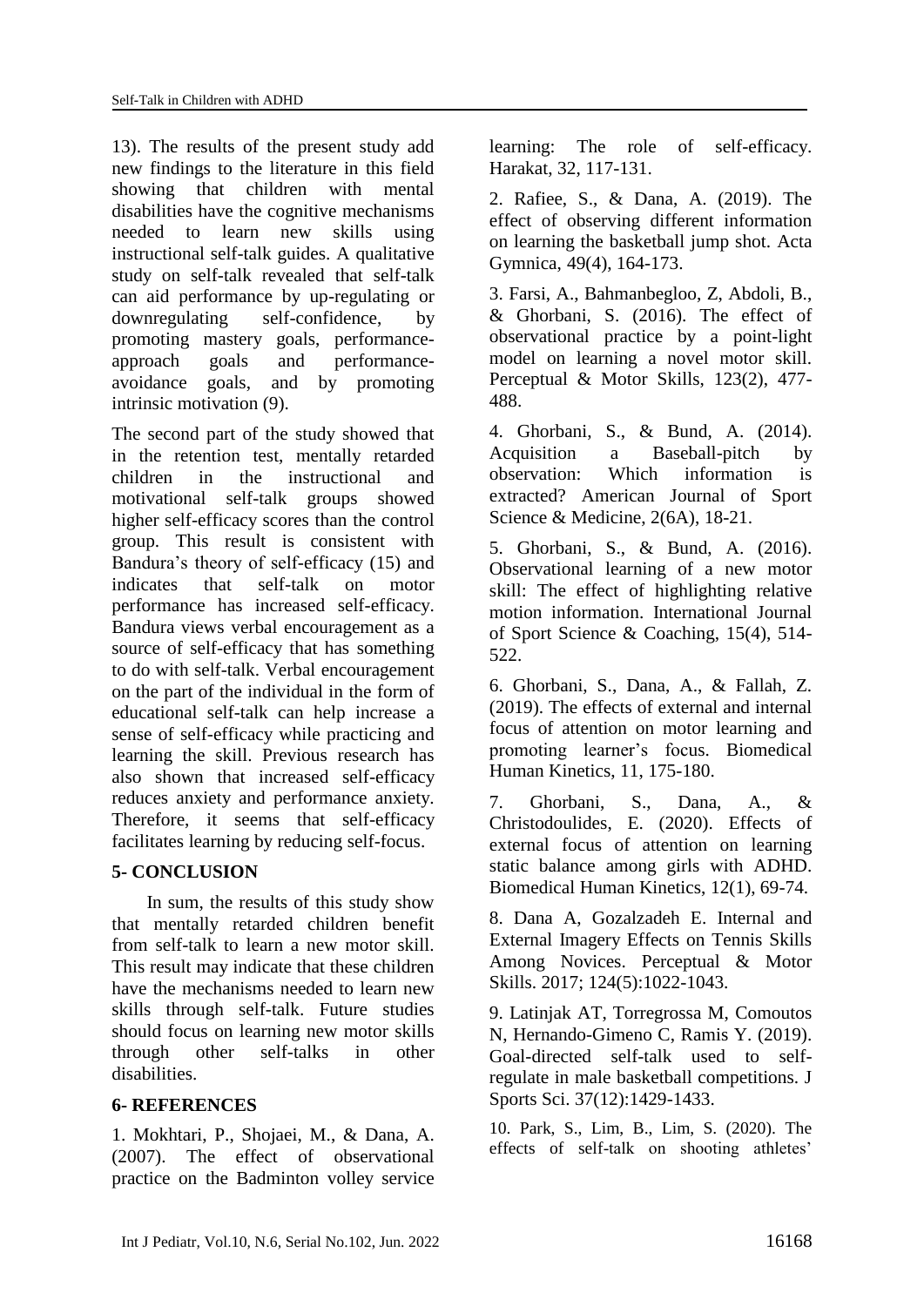13). The results of the present study add new findings to the literature in this field showing that children with mental disabilities have the cognitive mechanisms needed to learn new skills using instructional self-talk guides. A qualitative study on self-talk revealed that self-talk can aid performance by up-regulating or downregulating self-confidence, by promoting mastery goals, performance-approach goals and performance-avoidance goals, and by promoting intrinsic motivation (9).

The second part of the study showed that in the retention test, mentally retarded children in the instructional and motivational self-talk groups showed higher self-efficacy scores than the control group. This result is consistent with Bandura's theory of self-efficacy (15) and indicates that self-talk on motor performance has increased self-efficacy. Bandura views verbal encouragement as a source of self-efficacy that has something to do with self-talk. Verbal encouragement on the part of the individual in the form of educational self-talk can help increase a sense of self-efficacy while practicing and learning the skill. Previous research has also shown that increased self-efficacy reduces anxiety and performance anxiety. Therefore, it seems that self-efficacy facilitates learning by reducing self-focus.

## 5- CONCLUSION

In sum, the results of this study show that mentally retarded children benefit from self-talk to learn a new motor skill. This result may indicate that these children have the mechanisms needed to learn new skills through self-talk. Future studies should focus on learning new motor skills through other self-talks in other disabilities.

## 6- REFERENCES

1. Mokhtari, P., Shojaei, M., & Dana, A. (2007). The effect of observational practice on the Badminton volley service learning: The role of self-efficacy. Harakat, 32, 117-131.

2. Rafiee, S., & Dana, A. (2019). The effect of observing different information on learning the basketball jump shot. Acta Gymnica, 49(4), 164-173.

3. Farsi, A., Bahmanbegloo, Z, Abdoli, B., & Ghorbani, S. (2016). The effect of observational practice by a point-light model on learning a novel motor skill. Perceptual & Motor Skills, 123(2), 477-488.

4. Ghorbani, S., & Bund, A. (2014). Acquisition a Baseball-pitch by observation: Which information is extracted? American Journal of Sport Science & Medicine, 2(6A), 18-21.

5. Ghorbani, S., & Bund, A. (2016). Observational learning of a new motor skill: The effect of highlighting relative motion information. International Journal of Sport Science & Coaching, 15(4), 514-522.

6. Ghorbani, S., Dana, A., & Fallah, Z. (2019). The effects of external and internal focus of attention on motor learning and promoting learner's focus. Biomedical Human Kinetics, 11, 175-180.

7. Ghorbani, S., Dana, A., & Christodoulides, E. (2020). Effects of external focus of attention on learning static balance among girls with ADHD. Biomedical Human Kinetics, 12(1), 69-74.

8. Dana A, Gozalzadeh E. Internal and External Imagery Effects on Tennis Skills Among Novices. Perceptual & Motor Skills. 2017; 124(5):1022-1043.

9. Latinjak AT, Torregrossa M, Comoutos N, Hernando-Gimeno C, Ramis Y. (2019). Goal-directed self-talk used to self-regulate in male basketball competitions. J Sports Sci. 37(12):1429-1433.

10. Park, S., Lim, B., Lim, S. (2020). The effects of self-talk on shooting athletes'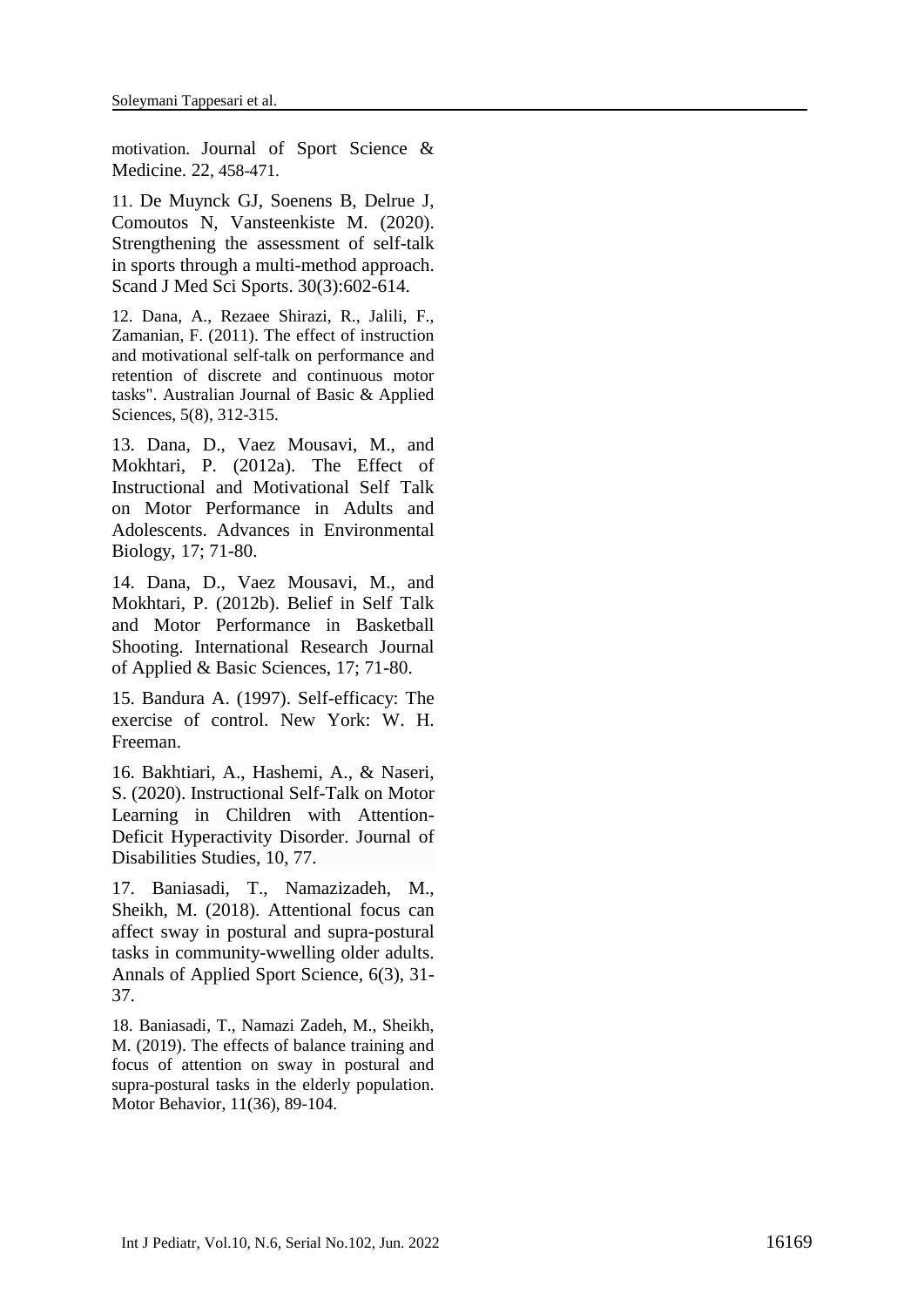motivation. Journal of Sport Science & Medicine. 22, 458-471.

11. De Muynck GJ, Soenens B, Delrue J, Comoutos N, Vansteenkiste M. (2020). Strengthening the assessment of self-talk in sports through a multi-method approach. Scand J Med Sci Sports. 30(3):602-614.

12. Dana, A., Rezaee Shirazi, R., Jalili, F., Zamanian, F. (2011). The effect of instruction and motivational self-talk on performance and retention of discrete and continuous motor tasks". Australian Journal of Basic & Applied Sciences, 5(8), 312-315.

13. Dana, D., Vaez Mousavi, M., and Mokhtari, P. (2012a). The Effect of Instructional and Motivational Self Talk on Motor Performance in Adults and Adolescents. Advances in Environmental Biology, 17; 71-80.

14. Dana, D., Vaez Mousavi, M., and Mokhtari, P. (2012b). Belief in Self Talk and Motor Performance in Basketball Shooting. International Research Journal of Applied & Basic Sciences, 17; 71-80.

15. Bandura A. (1997). Self-efficacy: The exercise of control. New York: W. H. Freeman.

16. Bakhtiari, A., Hashemi, A., & Naseri, S. (2020). Instructional Self-Talk on Motor Learning in Children with Attention-Deficit Hyperactivity Disorder. Journal of Disabilities Studies, 10, 77.

17. Baniasadi, T., Namazizadeh, M., Sheikh, M. (2018). Attentional focus can affect sway in postural and supra-postural tasks in community-wwelling older adults. Annals of Applied Sport Science, 6(3), 31-37.

18. Baniasadi, T., Namazi Zadeh, M., Sheikh, M. (2019). The effects of balance training and focus of attention on sway in postural and supra-postural tasks in the elderly population. Motor Behavior, 11(36), 89-104.